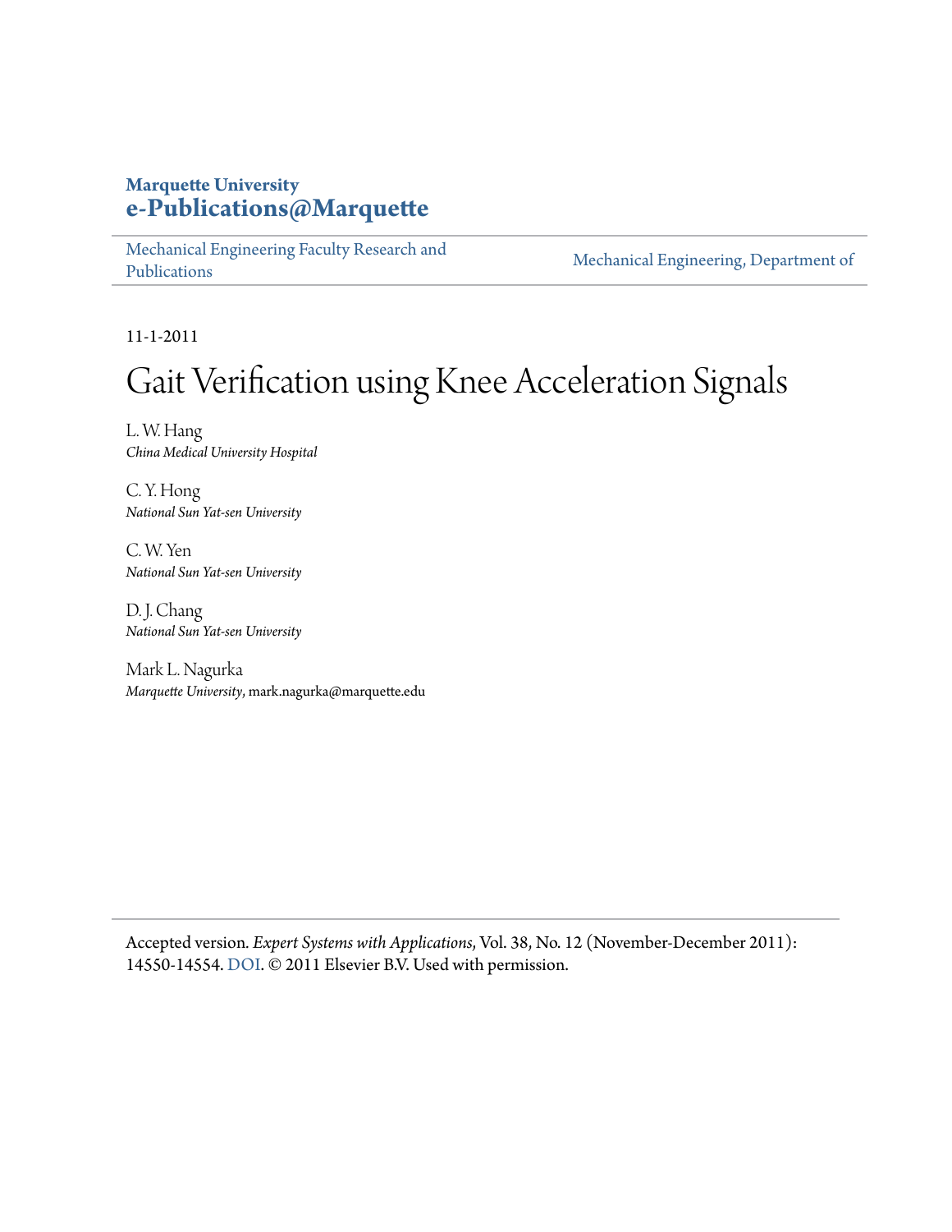**Marquette University**
**e-Publications@Marquette**

Mechanical Engineering Faculty Research and Publications | Mechanical Engineering, Department of

11-1-2011

# Gait Verification using Knee Acceleration Signals

L. W. Hang
*China Medical University Hospital*

C. Y. Hong
*National Sun Yat-sen University*

C. W. Yen
*National Sun Yat-sen University*

D. J. Chang
*National Sun Yat-sen University*

Mark L. Nagurka
*Marquette University*, mark.nagurka@marquette.edu

Accepted version. *Expert Systems with Applications*, Vol. 38, No. 12 (November-December 2011): 14550-14554. DOI. © 2011 Elsevier B.V. Used with permission.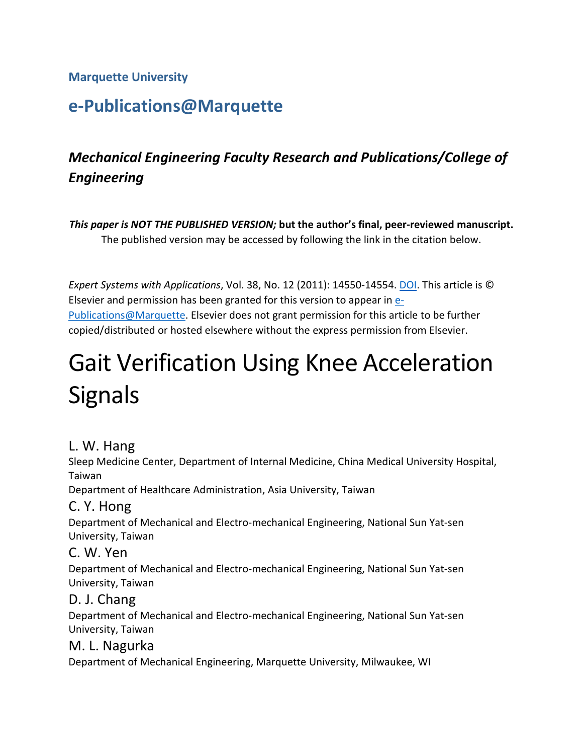**Marquette University**

## e-Publications@Marquette

### *Mechanical Engineering Faculty Research and Publications/College of Engineering*

***This paper is NOT THE PUBLISHED VERSION;* but the author's final, peer-reviewed manuscript.** The published version may be accessed by following the link in the citation below.

*Expert Systems with Applications*, Vol. 38, No. 12 (2011): 14550-14554. DOI. This article is © Elsevier and permission has been granted for this version to appear in e-Publications@Marquette. Elsevier does not grant permission for this article to be further copied/distributed or hosted elsewhere without the express permission from Elsevier.

# Gait Verification Using Knee Acceleration Signals

L. W. Hang
Sleep Medicine Center, Department of Internal Medicine, China Medical University Hospital, Taiwan
Department of Healthcare Administration, Asia University, Taiwan

C. Y. Hong
Department of Mechanical and Electro-mechanical Engineering, National Sun Yat-sen University, Taiwan

C. W. Yen
Department of Mechanical and Electro-mechanical Engineering, National Sun Yat-sen University, Taiwan

D. J. Chang
Department of Mechanical and Electro-mechanical Engineering, National Sun Yat-sen University, Taiwan

M. L. Nagurka
Department of Mechanical Engineering, Marquette University, Milwaukee, WI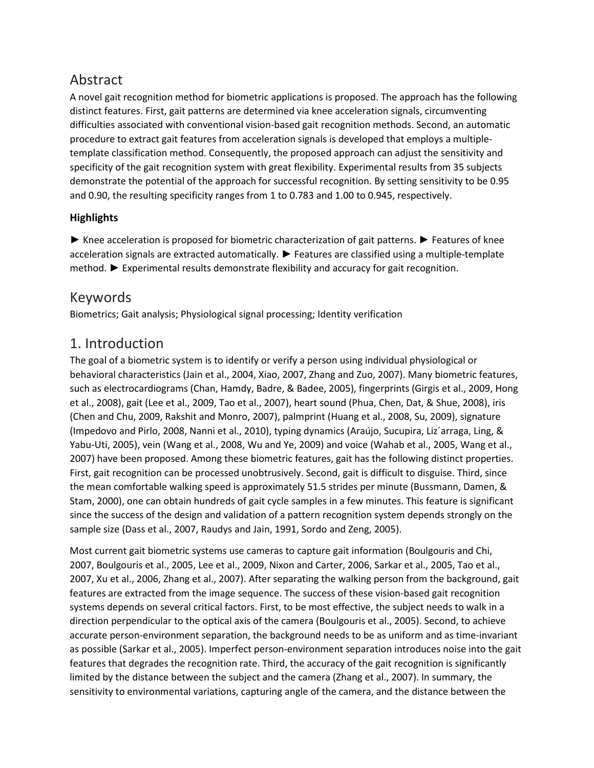## Abstract

A novel gait recognition method for biometric applications is proposed. The approach has the following distinct features. First, gait patterns are determined via knee acceleration signals, circumventing difficulties associated with conventional vision-based gait recognition methods. Second, an automatic procedure to extract gait features from acceleration signals is developed that employs a multiple-template classification method. Consequently, the proposed approach can adjust the sensitivity and specificity of the gait recognition system with great flexibility. Experimental results from 35 subjects demonstrate the potential of the approach for successful recognition. By setting sensitivity to be 0.95 and 0.90, the resulting specificity ranges from 1 to 0.783 and 1.00 to 0.945, respectively.

### Highlights

► Knee acceleration is proposed for biometric characterization of gait patterns. ► Features of knee acceleration signals are extracted automatically. ► Features are classified using a multiple-template method. ► Experimental results demonstrate flexibility and accuracy for gait recognition.

## Keywords

Biometrics; Gait analysis; Physiological signal processing; Identity verification

## 1. Introduction

The goal of a biometric system is to identify or verify a person using individual physiological or behavioral characteristics (Jain et al., 2004, Xiao, 2007, Zhang and Zuo, 2007). Many biometric features, such as electrocardiograms (Chan, Hamdy, Badre, & Badee, 2005), fingerprints (Girgis et al., 2009, Hong et al., 2008), gait (Lee et al., 2009, Tao et al., 2007), heart sound (Phua, Chen, Dat, & Shue, 2008), iris (Chen and Chu, 2009, Rakshit and Monro, 2007), palmprint (Huang et al., 2008, Su, 2009), signature (Impedovo and Pirlo, 2008, Nanni et al., 2010), typing dynamics (Araújo, Sucupira, Liz´arraga, Ling, & Yabu-Uti, 2005), vein (Wang et al., 2008, Wu and Ye, 2009) and voice (Wahab et al., 2005, Wang et al., 2007) have been proposed. Among these biometric features, gait has the following distinct properties. First, gait recognition can be processed unobtrusively. Second, gait is difficult to disguise. Third, since the mean comfortable walking speed is approximately 51.5 strides per minute (Bussmann, Damen, & Stam, 2000), one can obtain hundreds of gait cycle samples in a few minutes. This feature is significant since the success of the design and validation of a pattern recognition system depends strongly on the sample size (Dass et al., 2007, Raudys and Jain, 1991, Sordo and Zeng, 2005).

Most current gait biometric systems use cameras to capture gait information (Boulgouris and Chi, 2007, Boulgouris et al., 2005, Lee et al., 2009, Nixon and Carter, 2006, Sarkar et al., 2005, Tao et al., 2007, Xu et al., 2006, Zhang et al., 2007). After separating the walking person from the background, gait features are extracted from the image sequence. The success of these vision-based gait recognition systems depends on several critical factors. First, to be most effective, the subject needs to walk in a direction perpendicular to the optical axis of the camera (Boulgouris et al., 2005). Second, to achieve accurate person-environment separation, the background needs to be as uniform and as time-invariant as possible (Sarkar et al., 2005). Imperfect person-environment separation introduces noise into the gait features that degrades the recognition rate. Third, the accuracy of the gait recognition is significantly limited by the distance between the subject and the camera (Zhang et al., 2007). In summary, the sensitivity to environmental variations, capturing angle of the camera, and the distance between the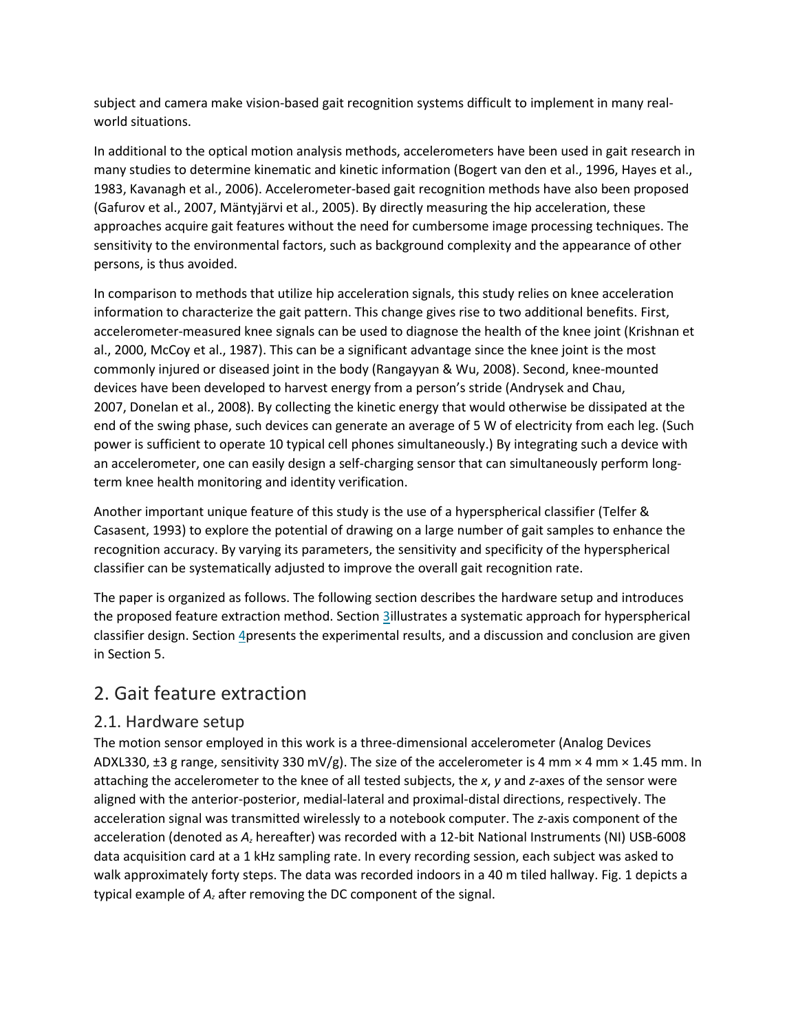subject and camera make vision-based gait recognition systems difficult to implement in many real-world situations.

In additional to the optical motion analysis methods, accelerometers have been used in gait research in many studies to determine kinematic and kinetic information (Bogert van den et al., 1996, Hayes et al., 1983, Kavanagh et al., 2006). Accelerometer-based gait recognition methods have also been proposed (Gafurov et al., 2007, Mäntyjärvi et al., 2005). By directly measuring the hip acceleration, these approaches acquire gait features without the need for cumbersome image processing techniques. The sensitivity to the environmental factors, such as background complexity and the appearance of other persons, is thus avoided.

In comparison to methods that utilize hip acceleration signals, this study relies on knee acceleration information to characterize the gait pattern. This change gives rise to two additional benefits. First, accelerometer-measured knee signals can be used to diagnose the health of the knee joint (Krishnan et al., 2000, McCoy et al., 1987). This can be a significant advantage since the knee joint is the most commonly injured or diseased joint in the body (Rangayyan & Wu, 2008). Second, knee-mounted devices have been developed to harvest energy from a person's stride (Andrysek and Chau, 2007, Donelan et al., 2008). By collecting the kinetic energy that would otherwise be dissipated at the end of the swing phase, such devices can generate an average of 5 W of electricity from each leg. (Such power is sufficient to operate 10 typical cell phones simultaneously.) By integrating such a device with an accelerometer, one can easily design a self-charging sensor that can simultaneously perform long-term knee health monitoring and identity verification.

Another important unique feature of this study is the use of a hyperspherical classifier (Telfer & Casasent, 1993) to explore the potential of drawing on a large number of gait samples to enhance the recognition accuracy. By varying its parameters, the sensitivity and specificity of the hyperspherical classifier can be systematically adjusted to improve the overall gait recognition rate.

The paper is organized as follows. The following section describes the hardware setup and introduces the proposed feature extraction method. Section 3illustrates a systematic approach for hyperspherical classifier design. Section 4presents the experimental results, and a discussion and conclusion are given in Section 5.

## 2. Gait feature extraction

### 2.1. Hardware setup

The motion sensor employed in this work is a three-dimensional accelerometer (Analog Devices ADXL330, ±3 g range, sensitivity 330 mV/g). The size of the accelerometer is 4 mm × 4 mm × 1.45 mm. In attaching the accelerometer to the knee of all tested subjects, the *x*, *y* and *z*-axes of the sensor were aligned with the anterior-posterior, medial-lateral and proximal-distal directions, respectively. The acceleration signal was transmitted wirelessly to a notebook computer. The *z*-axis component of the acceleration (denoted as $A_z$ hereafter) was recorded with a 12-bit National Instruments (NI) USB-6008 data acquisition card at a 1 kHz sampling rate. In every recording session, each subject was asked to walk approximately forty steps. The data was recorded indoors in a 40 m tiled hallway. Fig. 1 depicts a typical example of $A_z$ after removing the DC component of the signal.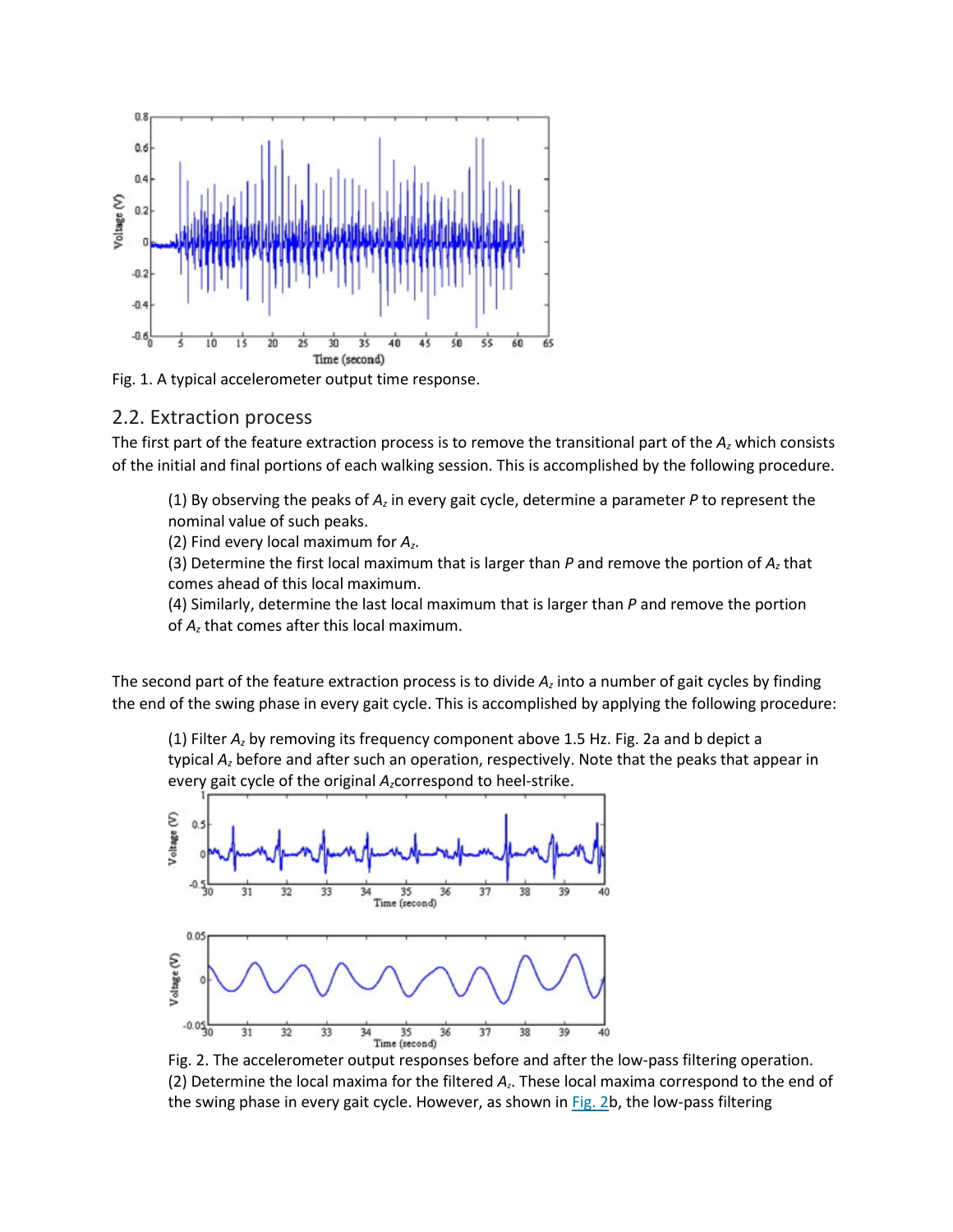Fig. 1. A typical accelerometer output time response.

## 2.2. Extraction process

The first part of the feature extraction process is to remove the transitional part of the $A_z$ which consists of the initial and final portions of each walking session. This is accomplished by the following procedure.

(1) By observing the peaks of $A_z$ in every gait cycle, determine a parameter $P$ to represent the nominal value of such peaks.
(2) Find every local maximum for $A_z$.
(3) Determine the first local maximum that is larger than $P$ and remove the portion of $A_z$ that comes ahead of this local maximum.
(4) Similarly, determine the last local maximum that is larger than $P$ and remove the portion of $A_z$ that comes after this local maximum.

The second part of the feature extraction process is to divide $A_z$ into a number of gait cycles by finding the end of the swing phase in every gait cycle. This is accomplished by applying the following procedure:

(1) Filter $A_z$ by removing its frequency component above 1.5 Hz. Fig. 2a and b depict a typical $A_z$ before and after such an operation, respectively. Note that the peaks that appear in every gait cycle of the original $A_z$ correspond to heel-strike.

Fig. 2. The accelerometer output responses before and after the low-pass filtering operation.

(2) Determine the local maxima for the filtered $A_z$. These local maxima correspond to the end of the swing phase in every gait cycle. However, as shown in Fig. 2b, the low-pass filtering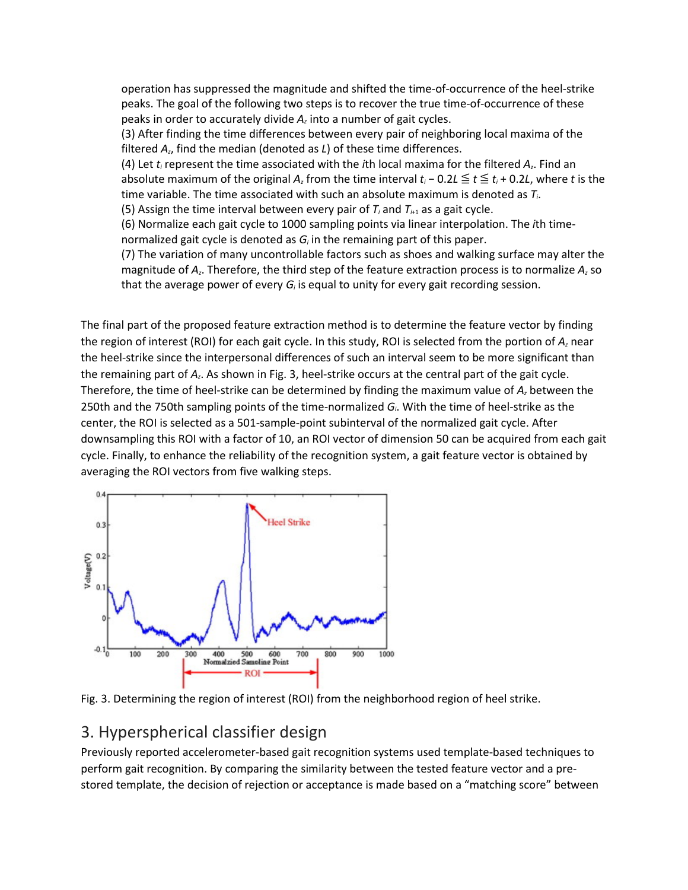operation has suppressed the magnitude and shifted the time-of-occurrence of the heel-strike peaks. The goal of the following two steps is to recover the true time-of-occurrence of these peaks in order to accurately divide $A_z$ into a number of gait cycles.

(3) After finding the time differences between every pair of neighboring local maxima of the filtered $A_z$, find the median (denoted as $L$) of these time differences.

(4) Let $t_i$ represent the time associated with the $i$th local maxima for the filtered $A_z$. Find an absolute maximum of the original $A_z$ from the time interval $t_i - 0.2L \leqq t \leqq t_i + 0.2L$, where $t$ is the time variable. The time associated with such an absolute maximum is denoted as $T_i$.

(5) Assign the time interval between every pair of $T_i$ and $T_{i+1}$ as a gait cycle.

(6) Normalize each gait cycle to 1000 sampling points via linear interpolation. The $i$th time-normalized gait cycle is denoted as $G_i$ in the remaining part of this paper.

(7) The variation of many uncontrollable factors such as shoes and walking surface may alter the magnitude of $A_z$. Therefore, the third step of the feature extraction process is to normalize $A_z$ so that the average power of every $G_i$ is equal to unity for every gait recording session.

The final part of the proposed feature extraction method is to determine the feature vector by finding the region of interest (ROI) for each gait cycle. In this study, ROI is selected from the portion of $A_z$ near the heel-strike since the interpersonal differences of such an interval seem to be more significant than the remaining part of $A_z$. As shown in Fig. 3, heel-strike occurs at the central part of the gait cycle. Therefore, the time of heel-strike can be determined by finding the maximum value of $A_z$ between the 250th and the 750th sampling points of the time-normalized $G_i$. With the time of heel-strike as the center, the ROI is selected as a 501-sample-point subinterval of the normalized gait cycle. After downsampling this ROI with a factor of 10, an ROI vector of dimension 50 can be acquired from each gait cycle. Finally, to enhance the reliability of the recognition system, a gait feature vector is obtained by averaging the ROI vectors from five walking steps.

Fig. 3. Determining the region of interest (ROI) from the neighborhood region of heel strike.

## 3. Hyperspherical classifier design

Previously reported accelerometer-based gait recognition systems used template-based techniques to perform gait recognition. By comparing the similarity between the tested feature vector and a pre-stored template, the decision of rejection or acceptance is made based on a "matching score" between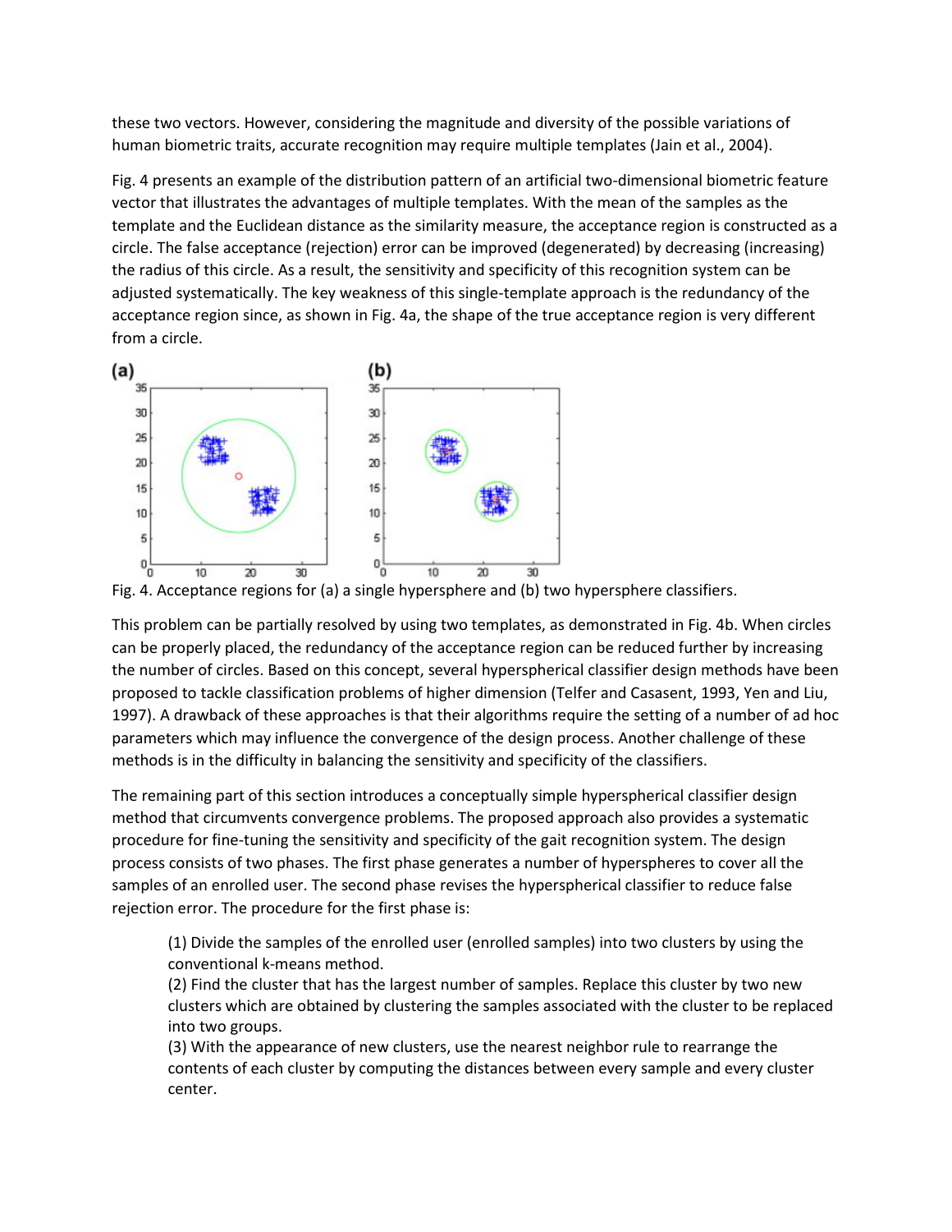these two vectors. However, considering the magnitude and diversity of the possible variations of human biometric traits, accurate recognition may require multiple templates (Jain et al., 2004).

Fig. 4 presents an example of the distribution pattern of an artificial two-dimensional biometric feature vector that illustrates the advantages of multiple templates. With the mean of the samples as the template and the Euclidean distance as the similarity measure, the acceptance region is constructed as a circle. The false acceptance (rejection) error can be improved (degenerated) by decreasing (increasing) the radius of this circle. As a result, the sensitivity and specificity of this recognition system can be adjusted systematically. The key weakness of this single-template approach is the redundancy of the acceptance region since, as shown in Fig. 4a, the shape of the true acceptance region is very different from a circle.

Fig. 4. Acceptance regions for (a) a single hypersphere and (b) two hypersphere classifiers.

This problem can be partially resolved by using two templates, as demonstrated in Fig. 4b. When circles can be properly placed, the redundancy of the acceptance region can be reduced further by increasing the number of circles. Based on this concept, several hyperspherical classifier design methods have been proposed to tackle classification problems of higher dimension (Telfer and Casasent, 1993, Yen and Liu, 1997). A drawback of these approaches is that their algorithms require the setting of a number of ad hoc parameters which may influence the convergence of the design process. Another challenge of these methods is in the difficulty in balancing the sensitivity and specificity of the classifiers.

The remaining part of this section introduces a conceptually simple hyperspherical classifier design method that circumvents convergence problems. The proposed approach also provides a systematic procedure for fine-tuning the sensitivity and specificity of the gait recognition system. The design process consists of two phases. The first phase generates a number of hyperspheres to cover all the samples of an enrolled user. The second phase revises the hyperspherical classifier to reduce false rejection error. The procedure for the first phase is:

(1) Divide the samples of the enrolled user (enrolled samples) into two clusters by using the conventional k-means method.
(2) Find the cluster that has the largest number of samples. Replace this cluster by two new clusters which are obtained by clustering the samples associated with the cluster to be replaced into two groups.
(3) With the appearance of new clusters, use the nearest neighbor rule to rearrange the contents of each cluster by computing the distances between every sample and every cluster center.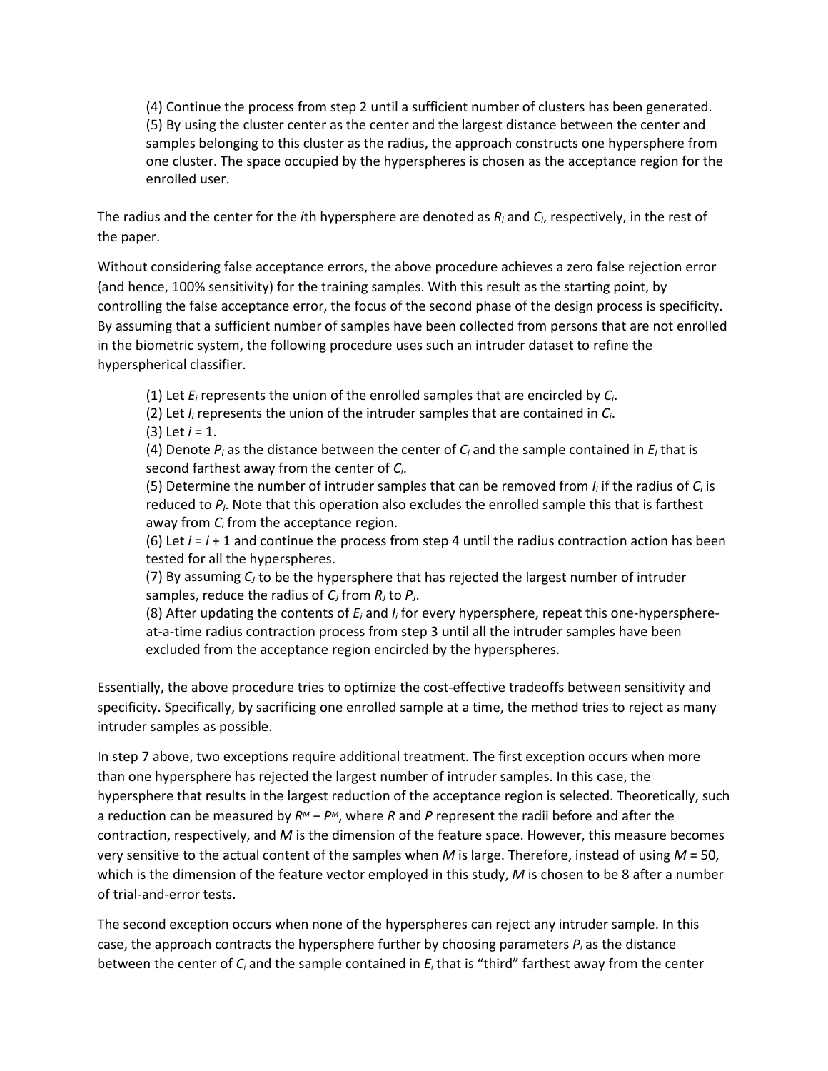(4) Continue the process from step 2 until a sufficient number of clusters has been generated.
(5) By using the cluster center as the center and the largest distance between the center and samples belonging to this cluster as the radius, the approach constructs one hypersphere from one cluster. The space occupied by the hyperspheres is chosen as the acceptance region for the enrolled user.

The radius and the center for the *i*th hypersphere are denoted as $R_i$ and $C_i$, respectively, in the rest of the paper.

Without considering false acceptance errors, the above procedure achieves a zero false rejection error (and hence, 100% sensitivity) for the training samples. With this result as the starting point, by controlling the false acceptance error, the focus of the second phase of the design process is specificity. By assuming that a sufficient number of samples have been collected from persons that are not enrolled in the biometric system, the following procedure uses such an intruder dataset to refine the hyperspherical classifier.

(1) Let $E_i$ represents the union of the enrolled samples that are encircled by $C_i$.
(2) Let $I_i$ represents the union of the intruder samples that are contained in $C_i$.
(3) Let $i = 1$.
(4) Denote $P_i$ as the distance between the center of $C_i$ and the sample contained in $E_i$ that is second farthest away from the center of $C_i$.
(5) Determine the number of intruder samples that can be removed from $I_i$ if the radius of $C_i$ is reduced to $P_i$. Note that this operation also excludes the enrolled sample this that is farthest away from $C_i$ from the acceptance region.
(6) Let $i = i + 1$ and continue the process from step 4 until the radius contraction action has been tested for all the hyperspheres.
(7) By assuming $C_J$ to be the hypersphere that has rejected the largest number of intruder samples, reduce the radius of $C_J$ from $R_J$ to $P_J$.
(8) After updating the contents of $E_i$ and $I_i$ for every hypersphere, repeat this one-hypersphere-at-a-time radius contraction process from step 3 until all the intruder samples have been excluded from the acceptance region encircled by the hyperspheres.

Essentially, the above procedure tries to optimize the cost-effective tradeoffs between sensitivity and specificity. Specifically, by sacrificing one enrolled sample at a time, the method tries to reject as many intruder samples as possible.

In step 7 above, two exceptions require additional treatment. The first exception occurs when more than one hypersphere has rejected the largest number of intruder samples. In this case, the hypersphere that results in the largest reduction of the acceptance region is selected. Theoretically, such a reduction can be measured by $R^M - P^M$, where $R$ and $P$ represent the radii before and after the contraction, respectively, and $M$ is the dimension of the feature space. However, this measure becomes very sensitive to the actual content of the samples when $M$ is large. Therefore, instead of using $M = 50$, which is the dimension of the feature vector employed in this study, $M$ is chosen to be 8 after a number of trial-and-error tests.

The second exception occurs when none of the hyperspheres can reject any intruder sample. In this case, the approach contracts the hypersphere further by choosing parameters $P_i$ as the distance between the center of $C_i$ and the sample contained in $E_i$ that is "third" farthest away from the center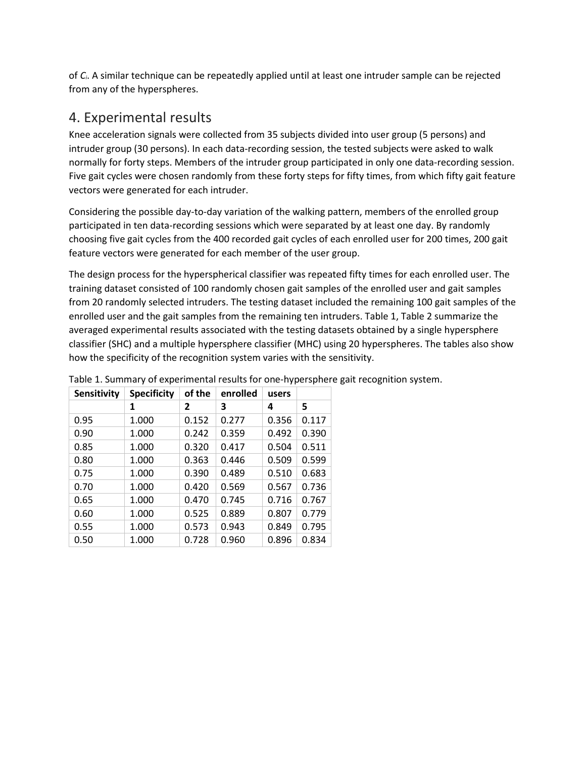of $C_i$. A similar technique can be repeatedly applied until at least one intruder sample can be rejected from any of the hyperspheres.

## 4. Experimental results

Knee acceleration signals were collected from 35 subjects divided into user group (5 persons) and intruder group (30 persons). In each data-recording session, the tested subjects were asked to walk normally for forty steps. Members of the intruder group participated in only one data-recording session. Five gait cycles were chosen randomly from these forty steps for fifty times, from which fifty gait feature vectors were generated for each intruder.

Considering the possible day-to-day variation of the walking pattern, members of the enrolled group participated in ten data-recording sessions which were separated by at least one day. By randomly choosing five gait cycles from the 400 recorded gait cycles of each enrolled user for 200 times, 200 gait feature vectors were generated for each member of the user group.

The design process for the hyperspherical classifier was repeated fifty times for each enrolled user. The training dataset consisted of 100 randomly chosen gait samples of the enrolled user and gait samples from 20 randomly selected intruders. The testing dataset included the remaining 100 gait samples of the enrolled user and the gait samples from the remaining ten intruders. Table 1, Table 2 summarize the averaged experimental results associated with the testing datasets obtained by a single hypersphere classifier (SHC) and a multiple hypersphere classifier (MHC) using 20 hyperspheres. The tables also show how the specificity of the recognition system varies with the sensitivity.

Table 1. Summary of experimental results for one-hypersphere gait recognition system.

| **Sensitivity** | **Specificity** | **of the** | **enrolled** | **users** | |
|---|---|---|---|---|---|
| | **1** | **2** | **3** | **4** | **5** |
| 0.95 | 1.000 | 0.152 | 0.277 | 0.356 | 0.117 |
| 0.90 | 1.000 | 0.242 | 0.359 | 0.492 | 0.390 |
| 0.85 | 1.000 | 0.320 | 0.417 | 0.504 | 0.511 |
| 0.80 | 1.000 | 0.363 | 0.446 | 0.509 | 0.599 |
| 0.75 | 1.000 | 0.390 | 0.489 | 0.510 | 0.683 |
| 0.70 | 1.000 | 0.420 | 0.569 | 0.567 | 0.736 |
| 0.65 | 1.000 | 0.470 | 0.745 | 0.716 | 0.767 |
| 0.60 | 1.000 | 0.525 | 0.889 | 0.807 | 0.779 |
| 0.55 | 1.000 | 0.573 | 0.943 | 0.849 | 0.795 |
| 0.50 | 1.000 | 0.728 | 0.960 | 0.896 | 0.834 |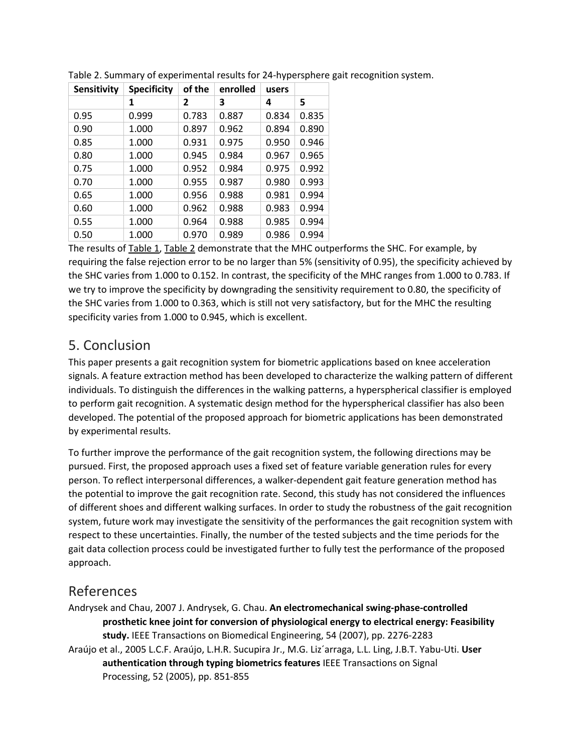Table 2. Summary of experimental results for 24-hypersphere gait recognition system.

| Sensitivity | Specificity | of the | enrolled | users | |
|---|---|---|---|---|---|
| | 1 | 2 | 3 | 4 | 5 |
| 0.95 | 0.999 | 0.783 | 0.887 | 0.834 | 0.835 |
| 0.90 | 1.000 | 0.897 | 0.962 | 0.894 | 0.890 |
| 0.85 | 1.000 | 0.931 | 0.975 | 0.950 | 0.946 |
| 0.80 | 1.000 | 0.945 | 0.984 | 0.967 | 0.965 |
| 0.75 | 1.000 | 0.952 | 0.984 | 0.975 | 0.992 |
| 0.70 | 1.000 | 0.955 | 0.987 | 0.980 | 0.993 |
| 0.65 | 1.000 | 0.956 | 0.988 | 0.981 | 0.994 |
| 0.60 | 1.000 | 0.962 | 0.988 | 0.983 | 0.994 |
| 0.55 | 1.000 | 0.964 | 0.988 | 0.985 | 0.994 |
| 0.50 | 1.000 | 0.970 | 0.989 | 0.986 | 0.994 |

The results of Table 1, Table 2 demonstrate that the MHC outperforms the SHC. For example, by requiring the false rejection error to be no larger than 5% (sensitivity of 0.95), the specificity achieved by the SHC varies from 1.000 to 0.152. In contrast, the specificity of the MHC ranges from 1.000 to 0.783. If we try to improve the specificity by downgrading the sensitivity requirement to 0.80, the specificity of the SHC varies from 1.000 to 0.363, which is still not very satisfactory, but for the MHC the resulting specificity varies from 1.000 to 0.945, which is excellent.

## 5. Conclusion

This paper presents a gait recognition system for biometric applications based on knee acceleration signals. A feature extraction method has been developed to characterize the walking pattern of different individuals. To distinguish the differences in the walking patterns, a hyperspherical classifier is employed to perform gait recognition. A systematic design method for the hyperspherical classifier has also been developed. The potential of the proposed approach for biometric applications has been demonstrated by experimental results.

To further improve the performance of the gait recognition system, the following directions may be pursued. First, the proposed approach uses a fixed set of feature variable generation rules for every person. To reflect interpersonal differences, a walker-dependent gait feature generation method has the potential to improve the gait recognition rate. Second, this study has not considered the influences of different shoes and different walking surfaces. In order to study the robustness of the gait recognition system, future work may investigate the sensitivity of the performances the gait recognition system with respect to these uncertainties. Finally, the number of the tested subjects and the time periods for the gait data collection process could be investigated further to fully test the performance of the proposed approach.

## References

Andrysek and Chau, 2007 J. Andrysek, G. Chau. **An electromechanical swing-phase-controlled prosthetic knee joint for conversion of physiological energy to electrical energy: Feasibility study.** IEEE Transactions on Biomedical Engineering, 54 (2007), pp. 2276-2283

Araújo et al., 2005 L.C.F. Araújo, L.H.R. Sucupira Jr., M.G. Liz´arraga, L.L. Ling, J.B.T. Yabu-Uti. **User authentication through typing biometrics features** IEEE Transactions on Signal Processing, 52 (2005), pp. 851-855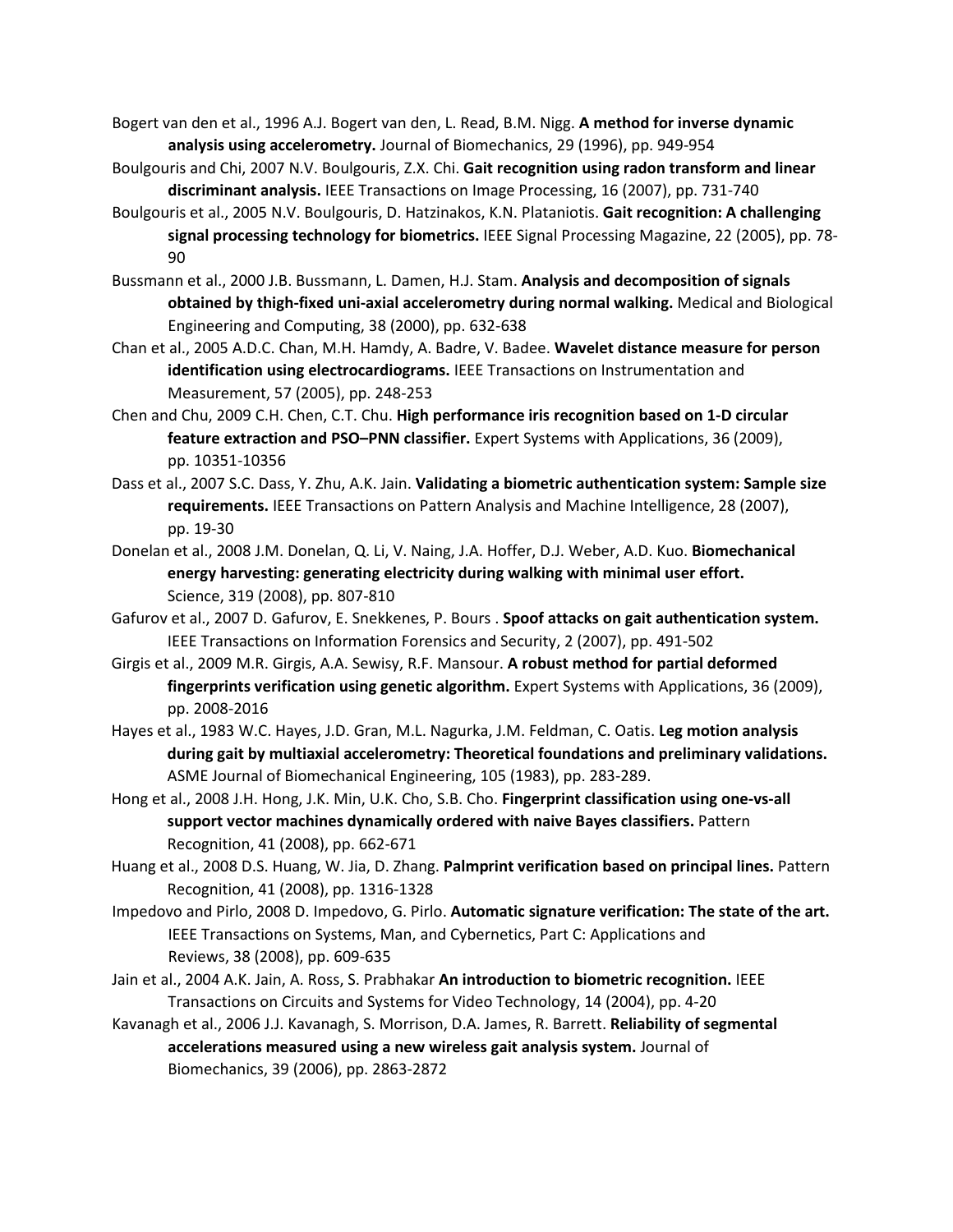Bogert van den et al., 1996 A.J. Bogert van den, L. Read, B.M. Nigg. **A method for inverse dynamic analysis using accelerometry.** Journal of Biomechanics, 29 (1996), pp. 949-954

Boulgouris and Chi, 2007 N.V. Boulgouris, Z.X. Chi. **Gait recognition using radon transform and linear discriminant analysis.** IEEE Transactions on Image Processing, 16 (2007), pp. 731-740

Boulgouris et al., 2005 N.V. Boulgouris, D. Hatzinakos, K.N. Plataniotis. **Gait recognition: A challenging signal processing technology for biometrics.** IEEE Signal Processing Magazine, 22 (2005), pp. 78-90

Bussmann et al., 2000 J.B. Bussmann, L. Damen, H.J. Stam. **Analysis and decomposition of signals obtained by thigh-fixed uni-axial accelerometry during normal walking.** Medical and Biological Engineering and Computing, 38 (2000), pp. 632-638

Chan et al., 2005 A.D.C. Chan, M.H. Hamdy, A. Badre, V. Badee. **Wavelet distance measure for person identification using electrocardiograms.** IEEE Transactions on Instrumentation and Measurement, 57 (2005), pp. 248-253

Chen and Chu, 2009 C.H. Chen, C.T. Chu. **High performance iris recognition based on 1-D circular feature extraction and PSO–PNN classifier.** Expert Systems with Applications, 36 (2009), pp. 10351-10356

Dass et al., 2007 S.C. Dass, Y. Zhu, A.K. Jain. **Validating a biometric authentication system: Sample size requirements.** IEEE Transactions on Pattern Analysis and Machine Intelligence, 28 (2007), pp. 19-30

Donelan et al., 2008 J.M. Donelan, Q. Li, V. Naing, J.A. Hoffer, D.J. Weber, A.D. Kuo. **Biomechanical energy harvesting: generating electricity during walking with minimal user effort.** Science, 319 (2008), pp. 807-810

Gafurov et al., 2007 D. Gafurov, E. Snekkenes, P. Bours . **Spoof attacks on gait authentication system.** IEEE Transactions on Information Forensics and Security, 2 (2007), pp. 491-502

Girgis et al., 2009 M.R. Girgis, A.A. Sewisy, R.F. Mansour. **A robust method for partial deformed fingerprints verification using genetic algorithm.** Expert Systems with Applications, 36 (2009), pp. 2008-2016

Hayes et al., 1983 W.C. Hayes, J.D. Gran, M.L. Nagurka, J.M. Feldman, C. Oatis. **Leg motion analysis during gait by multiaxial accelerometry: Theoretical foundations and preliminary validations.** ASME Journal of Biomechanical Engineering, 105 (1983), pp. 283-289.

Hong et al., 2008 J.H. Hong, J.K. Min, U.K. Cho, S.B. Cho. **Fingerprint classification using one-vs-all support vector machines dynamically ordered with naive Bayes classifiers.** Pattern Recognition, 41 (2008), pp. 662-671

Huang et al., 2008 D.S. Huang, W. Jia, D. Zhang. **Palmprint verification based on principal lines.** Pattern Recognition, 41 (2008), pp. 1316-1328

Impedovo and Pirlo, 2008 D. Impedovo, G. Pirlo. **Automatic signature verification: The state of the art.** IEEE Transactions on Systems, Man, and Cybernetics, Part C: Applications and Reviews, 38 (2008), pp. 609-635

Jain et al., 2004 A.K. Jain, A. Ross, S. Prabhakar **An introduction to biometric recognition.** IEEE Transactions on Circuits and Systems for Video Technology, 14 (2004), pp. 4-20

Kavanagh et al., 2006 J.J. Kavanagh, S. Morrison, D.A. James, R. Barrett. **Reliability of segmental accelerations measured using a new wireless gait analysis system.** Journal of Biomechanics, 39 (2006), pp. 2863-2872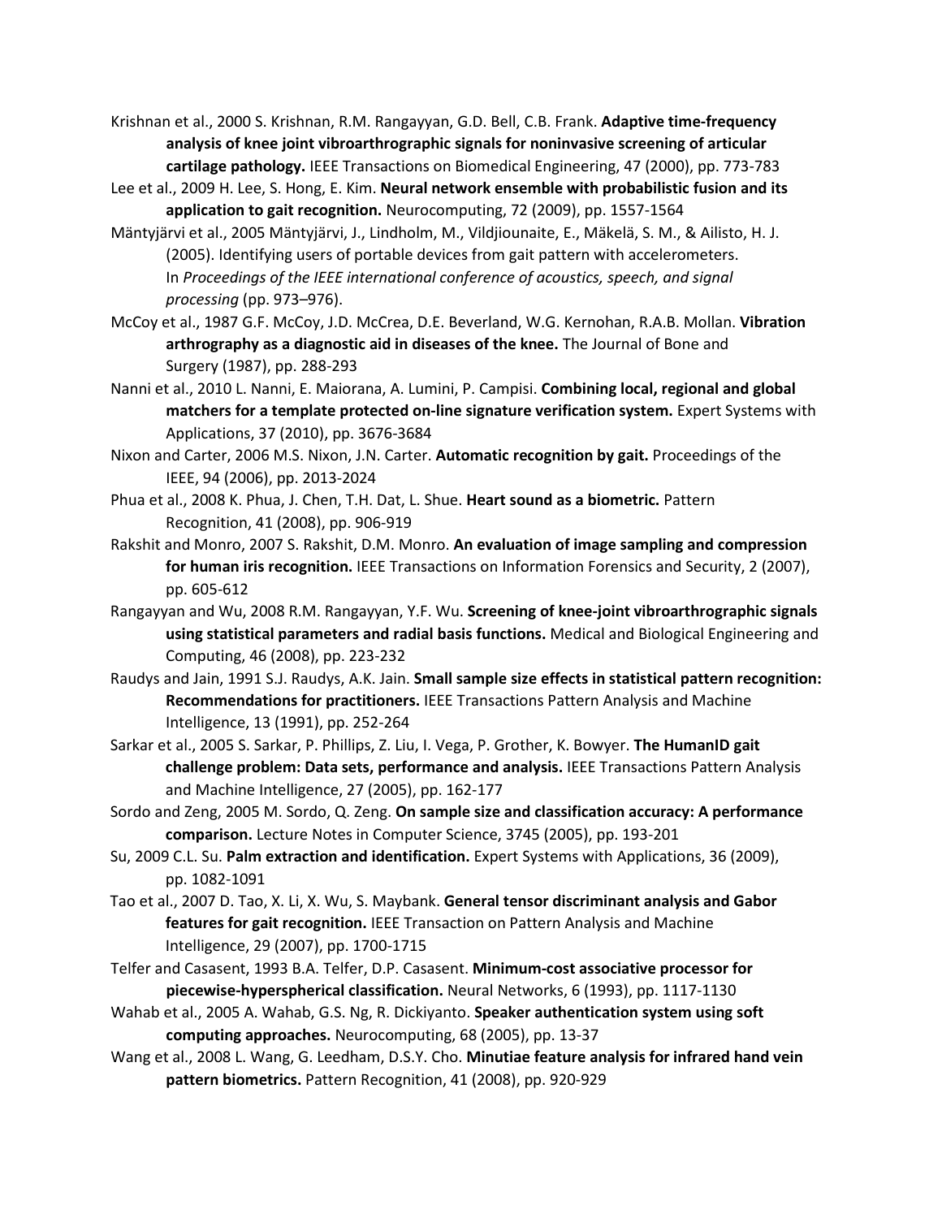Krishnan et al., 2000 S. Krishnan, R.M. Rangayyan, G.D. Bell, C.B. Frank. **Adaptive time-frequency analysis of knee joint vibroarthrographic signals for noninvasive screening of articular cartilage pathology.** IEEE Transactions on Biomedical Engineering, 47 (2000), pp. 773-783

Lee et al., 2009 H. Lee, S. Hong, E. Kim. **Neural network ensemble with probabilistic fusion and its application to gait recognition.** Neurocomputing, 72 (2009), pp. 1557-1564

Mäntyjärvi et al., 2005 Mäntyjärvi, J., Lindholm, M., Vildjiounaite, E., Mäkelä, S. M., & Ailisto, H. J. (2005). Identifying users of portable devices from gait pattern with accelerometers. In *Proceedings of the IEEE international conference of acoustics, speech, and signal processing* (pp. 973–976).

McCoy et al., 1987 G.F. McCoy, J.D. McCrea, D.E. Beverland, W.G. Kernohan, R.A.B. Mollan. **Vibration arthrography as a diagnostic aid in diseases of the knee.** The Journal of Bone and Surgery (1987), pp. 288-293

Nanni et al., 2010 L. Nanni, E. Maiorana, A. Lumini, P. Campisi. **Combining local, regional and global matchers for a template protected on-line signature verification system.** Expert Systems with Applications, 37 (2010), pp. 3676-3684

Nixon and Carter, 2006 M.S. Nixon, J.N. Carter. **Automatic recognition by gait.** Proceedings of the IEEE, 94 (2006), pp. 2013-2024

Phua et al., 2008 K. Phua, J. Chen, T.H. Dat, L. Shue. **Heart sound as a biometric.** Pattern Recognition, 41 (2008), pp. 906-919

Rakshit and Monro, 2007 S. Rakshit, D.M. Monro. **An evaluation of image sampling and compression for human iris recognition.** IEEE Transactions on Information Forensics and Security, 2 (2007), pp. 605-612

Rangayyan and Wu, 2008 R.M. Rangayyan, Y.F. Wu. **Screening of knee-joint vibroarthrographic signals using statistical parameters and radial basis functions.** Medical and Biological Engineering and Computing, 46 (2008), pp. 223-232

Raudys and Jain, 1991 S.J. Raudys, A.K. Jain. **Small sample size effects in statistical pattern recognition: Recommendations for practitioners.** IEEE Transactions Pattern Analysis and Machine Intelligence, 13 (1991), pp. 252-264

Sarkar et al., 2005 S. Sarkar, P. Phillips, Z. Liu, I. Vega, P. Grother, K. Bowyer. **The HumanID gait challenge problem: Data sets, performance and analysis.** IEEE Transactions Pattern Analysis and Machine Intelligence, 27 (2005), pp. 162-177

Sordo and Zeng, 2005 M. Sordo, Q. Zeng. **On sample size and classification accuracy: A performance comparison.** Lecture Notes in Computer Science, 3745 (2005), pp. 193-201

Su, 2009 C.L. Su. **Palm extraction and identification.** Expert Systems with Applications, 36 (2009), pp. 1082-1091

Tao et al., 2007 D. Tao, X. Li, X. Wu, S. Maybank. **General tensor discriminant analysis and Gabor features for gait recognition.** IEEE Transaction on Pattern Analysis and Machine Intelligence, 29 (2007), pp. 1700-1715

Telfer and Casasent, 1993 B.A. Telfer, D.P. Casasent. **Minimum-cost associative processor for piecewise-hyperspherical classification.** Neural Networks, 6 (1993), pp. 1117-1130

Wahab et al., 2005 A. Wahab, G.S. Ng, R. Dickiyanto. **Speaker authentication system using soft computing approaches.** Neurocomputing, 68 (2005), pp. 13-37

Wang et al., 2008 L. Wang, G. Leedham, D.S.Y. Cho. **Minutiae feature analysis for infrared hand vein pattern biometrics.** Pattern Recognition, 41 (2008), pp. 920-929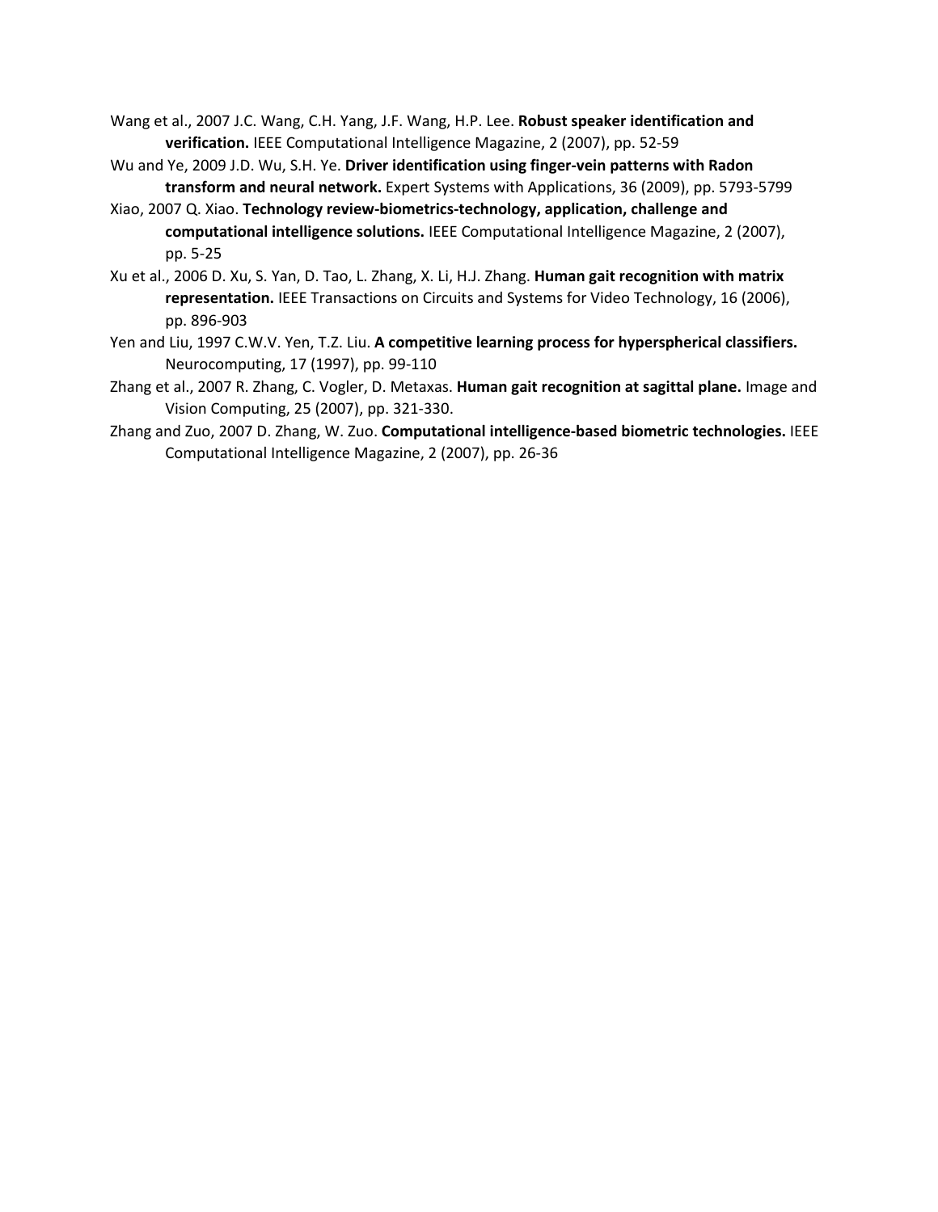Wang et al., 2007 J.C. Wang, C.H. Yang, J.F. Wang, H.P. Lee. **Robust speaker identification and verification.** IEEE Computational Intelligence Magazine, 2 (2007), pp. 52-59

Wu and Ye, 2009 J.D. Wu, S.H. Ye. **Driver identification using finger-vein patterns with Radon transform and neural network.** Expert Systems with Applications, 36 (2009), pp. 5793-5799

Xiao, 2007 Q. Xiao. **Technology review-biometrics-technology, application, challenge and computational intelligence solutions.** IEEE Computational Intelligence Magazine, 2 (2007), pp. 5-25

Xu et al., 2006 D. Xu, S. Yan, D. Tao, L. Zhang, X. Li, H.J. Zhang. **Human gait recognition with matrix representation.** IEEE Transactions on Circuits and Systems for Video Technology, 16 (2006), pp. 896-903

Yen and Liu, 1997 C.W.V. Yen, T.Z. Liu. **A competitive learning process for hyperspherical classifiers.** Neurocomputing, 17 (1997), pp. 99-110

Zhang et al., 2007 R. Zhang, C. Vogler, D. Metaxas. **Human gait recognition at sagittal plane.** Image and Vision Computing, 25 (2007), pp. 321-330.

Zhang and Zuo, 2007 D. Zhang, W. Zuo. **Computational intelligence-based biometric technologies.** IEEE Computational Intelligence Magazine, 2 (2007), pp. 26-36